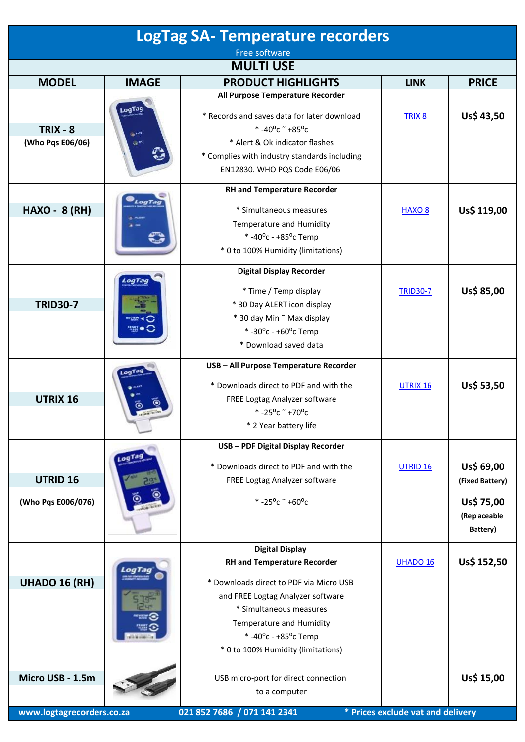# LogTag SA- Temperature recorders

Free software

## MULTI USE

| MODEL | IMAGE | PRODUCT HIGHLIGHTS | LINK | PRICE |
|---|---|---|---|---|
| **TRIX - 8** (Who Pqs E06/06) | | **All Purpose Temperature Recorder** * Records and saves data for later download * -40°c ˜ +85°c * Alert & Ok indicator flashes * Complies with industry standards including EN12830. WHO PQS Code E06/06 | TRIX 8 | **Us$ 43,50** |
| **HAXO - 8 (RH)** | | **RH and Temperature Recorder** * Simultaneous measures Temperature and Humidity * -40°c - +85°c Temp * 0 to 100% Humidity (limitations) | HAXO 8 | **Us$ 119,00** |
| **TRID30-7** | | **Digital Display Recorder** * Time / Temp display * 30 Day ALERT icon display * 30 day Min ˜ Max display * -30°c - +60°c Temp * Download saved data | TRID30-7 | **Us$ 85,00** |
| **UTRIX 16** | | **USB – All Purpose Temperature Recorder** * Downloads direct to PDF and with the FREE Logtag Analyzer software * -25°c ˜ +70°c * 2 Year battery life | UTRIX 16 | **Us$ 53,50** |
| **UTRID 16** (Who Pqs E006/076) | | **USB – PDF Digital Display Recorder** * Downloads direct to PDF and with the FREE Logtag Analyzer software * -25°c ˜ +60°c | UTRID 16 | **Us$ 69,00** (Fixed Battery) **Us$ 75,00** (Replaceable Battery) |
| **UHADO 16 (RH)** | | **Digital Display RH and Temperature Recorder** * Downloads direct to PDF via Micro USB and FREE Logtag Analyzer software * Simultaneous measures Temperature and Humidity * -40°c - +85°c Temp * 0 to 100% Humidity (limitations) | UHADO 16 | **Us$ 152,50** |
| **Micro USB - 1.5m** | | USB micro-port for direct connection to a computer | | **Us$ 15,00** |

**www.logtagrecorders.co.za** **021 852 7686 / 071 141 2341** *** Prices exclude vat and delivery**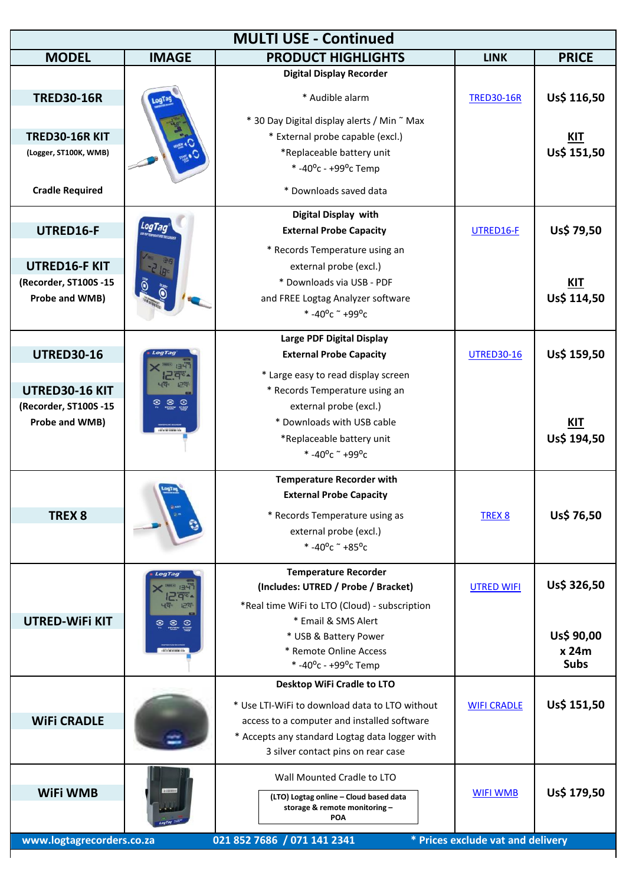## MULTI USE - Continued

| MODEL | IMAGE | PRODUCT HIGHLIGHTS | LINK | PRICE |
|---|---|---|---|---|
| **TRED30-16R**<br><br>**TRED30-16R KIT**<br>**(Logger, ST100K, WMB)**<br><br>**Cradle Required** | | **Digital Display Recorder**<br><br>* Audible alarm<br><br>* 30 Day Digital display alerts / Min ~ Max<br>* External probe capable (excl.)<br>*Replaceable battery unit<br>* -40°c - +99°c Temp<br><br>* Downloads saved data | TRED30-16R | **Us$ 116,50**<br><br>**KIT**<br>**Us$ 151,50** |
| **UTRED16-F**<br><br>**UTRED16-F KIT**<br>**(Recorder, ST100S -15 Probe and WMB)** | | **Digital Display with External Probe Capacity**<br><br>* Records Temperature using an external probe (excl.)<br>* Downloads via USB - PDF and FREE Logtag Analyzer software<br>* -40°c ~ +99°c | UTRED16-F | **Us$ 79,50**<br><br>**KIT**<br>**Us$ 114,50** |
| **UTRED30-16**<br><br>**UTRED30-16 KIT**<br>**(Recorder, ST100S -15 Probe and WMB)** | | **Large PDF Digital Display**<br>**External Probe Capacity**<br><br>* Large easy to read display screen<br>* Records Temperature using an external probe (excl.)<br>* Downloads with USB cable<br>*Replaceable battery unit<br>* -40°c ~ +99°c | UTRED30-16 | **Us$ 159,50**<br><br>**KIT**<br>**Us$ 194,50** |
| **TREX 8** | | **Temperature Recorder with External Probe Capacity**<br><br>* Records Temperature using as external probe (excl.)<br>* -40°c ~ +85°c | TREX 8 | **Us$ 76,50** |
| **UTRED-WiFi KIT** | | **Temperature Recorder**<br>**(Includes: UTRED / Probe / Bracket)**<br><br>*Real time WiFi to LTO (Cloud) - subscription<br>* Email & SMS Alert<br>* USB & Battery Power<br>* Remote Online Access<br>* -40°c - +99°c Temp | UTRED WIFI | **Us$ 326,50**<br><br>**Us$ 90,00 x 24m Subs** |
| **WiFi CRADLE** | | **Desktop WiFi Cradle to LTO**<br><br>* Use LTI-WiFi to download data to LTO without access to a computer and installed software<br>* Accepts any standard Logtag data logger with 3 silver contact pins on rear case | WIFI CRADLE | **Us$ 151,50** |
| **WiFi WMB** | | Wall Mounted Cradle to LTO<br><br>**(LTO) Logtag online – Cloud based data storage & remote monitoring – POA** | WIFI WMB | **Us$ 179,50** |

**www.logtagrecorders.co.za** **021 852 7686 / 071 141 2341** *** Prices exclude vat and delivery**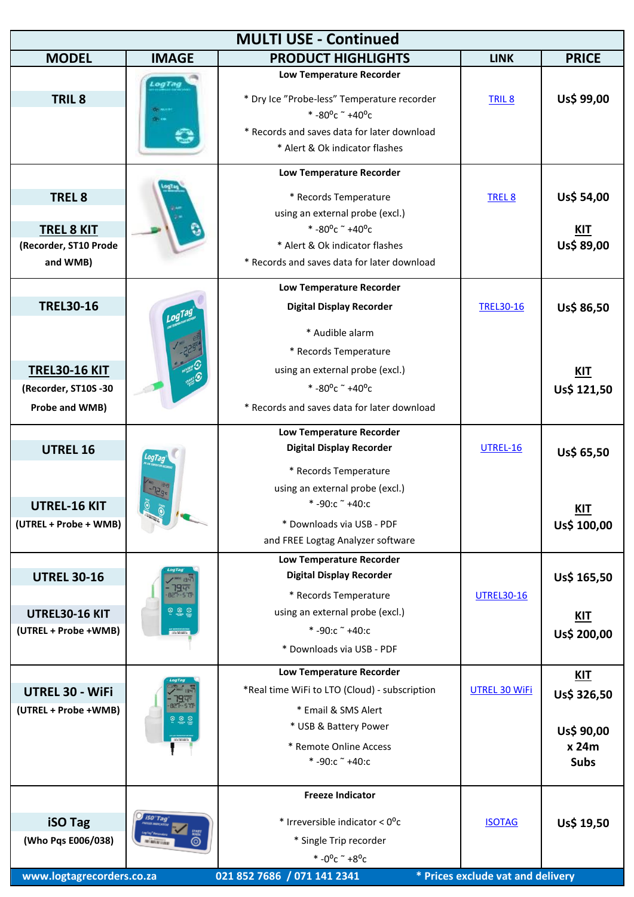## MULTI USE - Continued

| MODEL | IMAGE | PRODUCT HIGHLIGHTS | LINK | PRICE |
|---|---|---|---|---|
| **TRIL 8** | | **Low Temperature Recorder**<br>* Dry Ice "Probe-less" Temperature recorder<br>* -80°c ~ +40°c<br>* Records and saves data for later download<br>* Alert & Ok indicator flashes | TRIL 8 | **Us$ 99,00** |
| **TREL 8**<br><br>**TREL 8 KIT**<br>**(Recorder, ST10 Prode and WMB)** | | **Low Temperature Recorder**<br>* Records Temperature using an external probe (excl.)<br>* -80°c ~ +40°c<br>* Alert & Ok indicator flashes<br>* Records and saves data for later download | TREL 8 | **Us$ 54,00**<br><br>**KIT**<br>**Us$ 89,00** |
| **TREL30-16**<br><br>**TREL30-16 KIT**<br>**(Recorder, ST10S -30 Probe and WMB)** | | **Low Temperature Recorder**<br>**Digital Display Recorder**<br>* Audible alarm<br>* Records Temperature using an external probe (excl.)<br>* -80°c ~ +40°c<br>* Records and saves data for later download | TREL30-16 | **Us$ 86,50**<br><br>**KIT**<br>**Us$ 121,50** |
| **UTREL 16**<br><br>**UTREL-16 KIT**<br>**(UTREL + Probe + WMB)** | | **Low Temperature Recorder**<br>**Digital Display Recorder**<br>* Records Temperature using an external probe (excl.)<br>* -90:c ~ +40:c<br>* Downloads via USB - PDF and FREE Logtag Analyzer software | UTREL-16 | **Us$ 65,50**<br><br>**KIT**<br>**Us$ 100,00** |
| **UTREL 30-16**<br><br>**UTREL30-16 KIT**<br>**(UTREL + Probe +WMB)** | | **Low Temperature Recorder**<br>**Digital Display Recorder**<br>* Records Temperature using an external probe (excl.)<br>* -90:c ~ +40:c<br>* Downloads via USB - PDF | UTREL30-16 | **Us$ 165,50**<br><br>**KIT**<br>**Us$ 200,00** |
| **UTREL 30 - WiFi**<br>**(UTREL + Probe +WMB)** | | **Low Temperature Recorder**<br>*Real time WiFi to LTO (Cloud) - subscription<br>* Email & SMS Alert<br>* USB & Battery Power<br>* Remote Online Access<br>* -90:c ~ +40:c | UTREL 30 WiFi | **KIT**<br>**Us$ 326,50**<br><br>**Us$ 90,00 x 24m Subs** |
| **iSO Tag**<br>**(Who Pqs E006/038)** | | **Freeze Indicator**<br>* Irreversible indicator < 0°c<br>* Single Trip recorder<br>* -0°c ~ +8°c | ISOTAG | **Us$ 19,50** |

**www.logtagrecorders.co.za** **021 852 7686 / 071 141 2341** *** Prices exclude vat and delivery**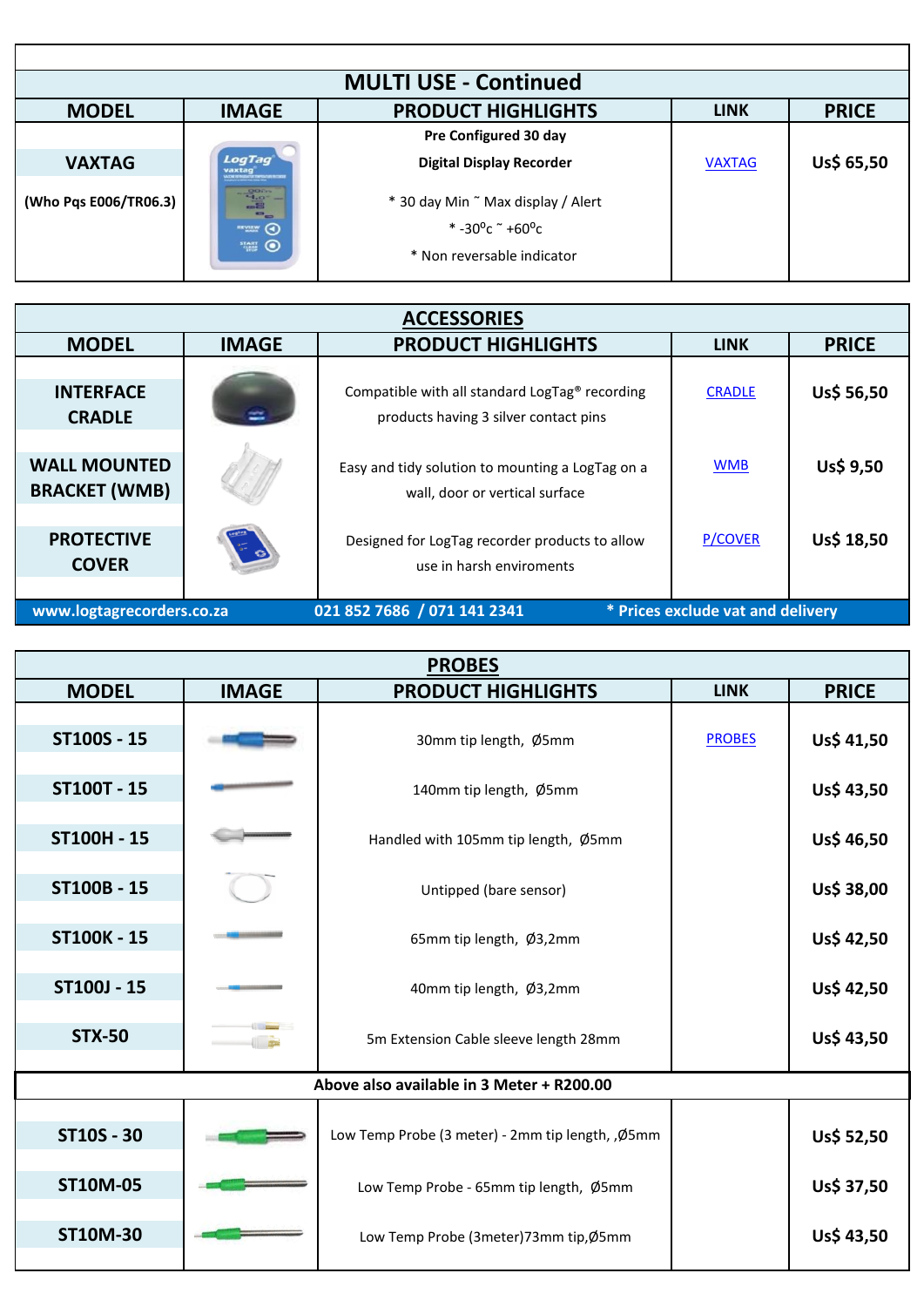## MULTI USE - Continued

| MODEL | IMAGE | PRODUCT HIGHLIGHTS | LINK | PRICE |
|---|---|---|---|---|
| VAXTAG (Who Pqs E006/TR06.3) | | Pre Configured 30 day Digital Display Recorder * 30 day Min ˜ Max display / Alert * -30°c ˜ +60°c * Non reversable indicator | VAXTAG | Us$ 65,50 |

## ACCESSORIES

| MODEL | IMAGE | PRODUCT HIGHLIGHTS | LINK | PRICE |
|---|---|---|---|---|
| INTERFACE CRADLE | | Compatible with all standard LogTag® recording products having 3 silver contact pins | CRADLE | Us$ 56,50 |
| WALL MOUNTED BRACKET (WMB) | | Easy and tidy solution to mounting a LogTag on a wall, door or vertical surface | WMB | Us$ 9,50 |
| PROTECTIVE COVER | | Designed for LogTag recorder products to allow use in harsh enviroments | P/COVER | Us$ 18,50 |

**www.logtagrecorders.co.za** **021 852 7686 / 071 141 2341** *** Prices exclude vat and delivery**

## PROBES

| MODEL | IMAGE | PRODUCT HIGHLIGHTS | LINK | PRICE |
|---|---|---|---|---|
| ST100S - 15 | | 30mm tip length, Ø5mm | PROBES | Us$ 41,50 |
| ST100T - 15 | | 140mm tip length, Ø5mm | | Us$ 43,50 |
| ST100H - 15 | | Handled with 105mm tip length, Ø5mm | | Us$ 46,50 |
| ST100B - 15 | | Untipped (bare sensor) | | Us$ 38,00 |
| ST100K - 15 | | 65mm tip length, Ø3,2mm | | Us$ 42,50 |
| ST100J - 15 | | 40mm tip length, Ø3,2mm | | Us$ 42,50 |
| STX-50 | | 5m Extension Cable sleeve length 28mm | | Us$ 43,50 |
| **Above also available in 3 Meter + R200.00** | | | | |
| ST10S - 30 | | Low Temp Probe (3 meter) - 2mm tip length, ,Ø5mm | | Us$ 52,50 |
| ST10M-05 | | Low Temp Probe - 65mm tip length, Ø5mm | | Us$ 37,50 |
| ST10M-30 | | Low Temp Probe (3meter)73mm tip,Ø5mm | | Us$ 43,50 |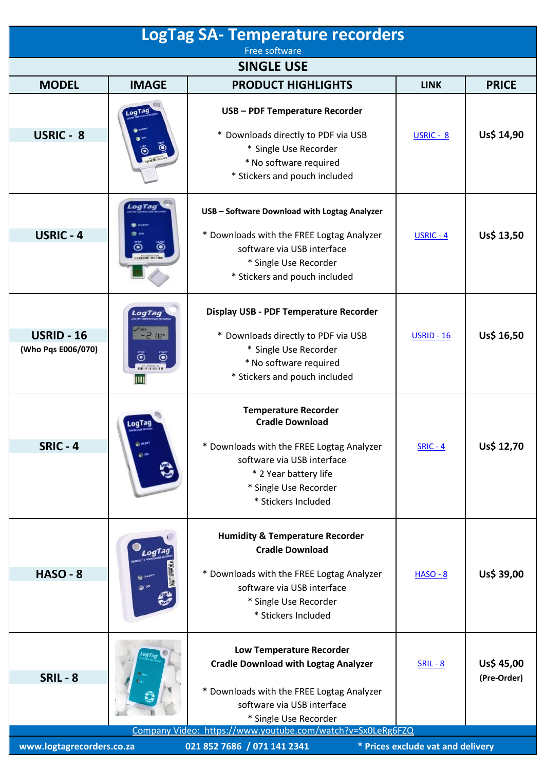# LogTag SA- Temperature recorders

Free software

## SINGLE USE

| MODEL | IMAGE | PRODUCT HIGHLIGHTS | LINK | PRICE |
|---|---|---|---|---|
| **USRIC - 8** | | **USB – PDF Temperature Recorder**<br><br>* Downloads directly to PDF via USB<br>* Single Use Recorder<br>* No software required<br>* Stickers and pouch included | USRIC - 8 | **Us$ 14,90** |
| **USRIC - 4** | | **USB – Software Download with Logtag Analyzer**<br><br>* Downloads with the FREE Logtag Analyzer software via USB interface<br>* Single Use Recorder<br>* Stickers and pouch included | USRIC - 4 | **Us$ 13,50** |
| **USRID - 16**<br>**(Who Pqs E006/070)** | | **Display USB - PDF Temperature Recorder**<br><br>* Downloads directly to PDF via USB<br>* Single Use Recorder<br>* No software required<br>* Stickers and pouch included | USRID - 16 | **Us$ 16,50** |
| **SRIC - 4** | | **Temperature Recorder**<br>**Cradle Download**<br><br>* Downloads with the FREE Logtag Analyzer software via USB interface<br>* 2 Year battery life<br>* Single Use Recorder<br>* Stickers Included | SRIC - 4 | **Us$ 12,70** |
| **HASO - 8** | | **Humidity & Temperature Recorder**<br>**Cradle Download**<br><br>* Downloads with the FREE Logtag Analyzer software via USB interface<br>* Single Use Recorder<br>* Stickers Included | HASO - 8 | **Us$ 39,00** |
| **SRIL - 8** | | **Low Temperature Recorder**<br>**Cradle Download with Logtag Analyzer**<br><br>* Downloads with the FREE Logtag Analyzer software via USB interface<br>* Single Use Recorder | SRIL - 8 | **Us$ 45,00**<br>**(Pre-Order)** |

Company Video: https://www.youtube.com/watch?v=Sx0LeRg6FZQ

**www.logtagrecorders.co.za** **021 852 7686 / 071 141 2341** *** Prices exclude vat and delivery**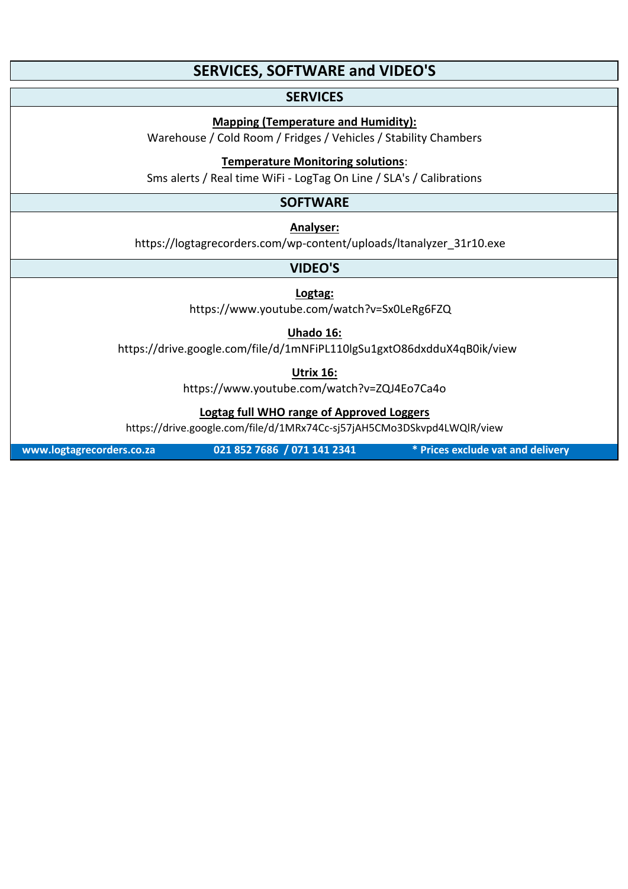# SERVICES, SOFTWARE and VIDEO'S

## SERVICES

**Mapping (Temperature and Humidity):**

Warehouse / Cold Room / Fridges / Vehicles / Stability Chambers

**Temperature Monitoring solutions**:

Sms alerts / Real time WiFi - LogTag On Line / SLA's / Calibrations

## SOFTWARE

**Analyser:**

https://logtagrecorders.com/wp-content/uploads/ltanalyzer_31r10.exe

## VIDEO'S

**Logtag:**

https://www.youtube.com/watch?v=Sx0LeRg6FZQ

**Uhado 16:**

https://drive.google.com/file/d/1mNFiPL110lgSu1gxtO86dxdduX4qB0ik/view

**Utrix 16:**

https://www.youtube.com/watch?v=ZQJ4Eo7Ca4o

**Logtag full WHO range of Approved Loggers**

https://drive.google.com/file/d/1MRx74Cc-sj57jAH5CMo3DSkvpd4LWQlR/view

**www.logtagrecorders.co.za** | **021 852 7686 / 071 141 2341** | *** Prices exclude vat and delivery**